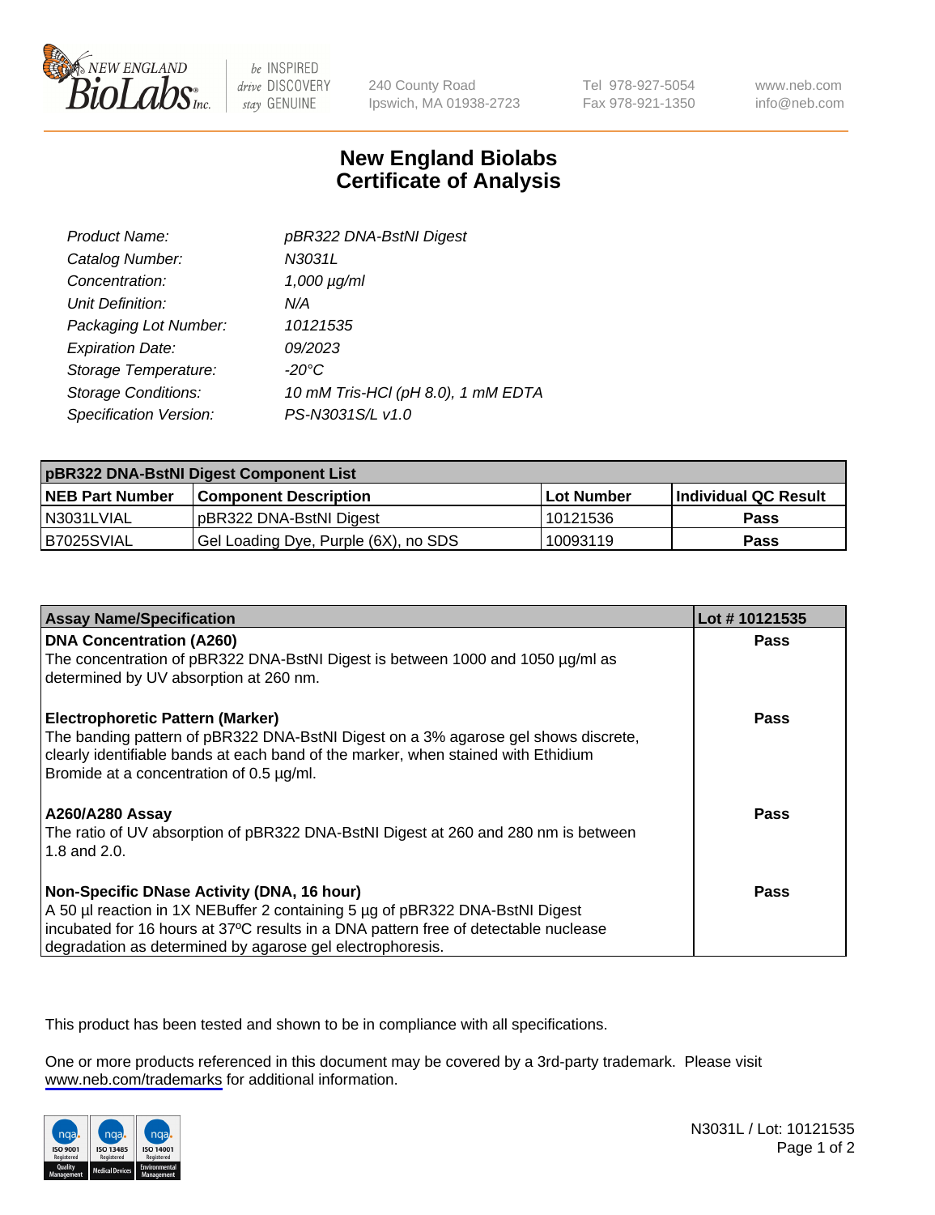New England BioLabs Inc. — be INSPIRED drive DISCOVERY stay GENUINE

240 County Road
Ipswich, MA 01938-2723

Tel 978-927-5054
Fax 978-921-1350

www.neb.com
info@neb.com

# New England Biolabs
# Certificate of Analysis

| | |
|---|---|
| *Product Name:* | *pBR322 DNA-BstNI Digest* |
| *Catalog Number:* | *N3031L* |
| *Concentration:* | *1,000 µg/ml* |
| *Unit Definition:* | *N/A* |
| *Packaging Lot Number:* | *10121535* |
| *Expiration Date:* | *09/2023* |
| *Storage Temperature:* | *-20°C* |
| *Storage Conditions:* | *10 mM Tris-HCl (pH 8.0), 1 mM EDTA* |
| *Specification Version:* | *PS-N3031S/L v1.0* |

| pBR322 DNA-BstNI Digest Component List | | | |
|---|---|---|---|
| **NEB Part Number** | **Component Description** | **Lot Number** | **Individual QC Result** |
| N3031LVIAL | pBR322 DNA-BstNI Digest | 10121536 | **Pass** |
| B7025SVIAL | Gel Loading Dye, Purple (6X), no SDS | 10093119 | **Pass** |

| Assay Name/Specification | Lot # 10121535 |
|---|---|
| **DNA Concentration (A260)**<br>The concentration of pBR322 DNA-BstNI Digest is between 1000 and 1050 µg/ml as determined by UV absorption at 260 nm. | **Pass** |
| **Electrophoretic Pattern (Marker)**<br>The banding pattern of pBR322 DNA-BstNI Digest on a 3% agarose gel shows discrete, clearly identifiable bands at each band of the marker, when stained with Ethidium Bromide at a concentration of 0.5 µg/ml. | **Pass** |
| **A260/A280 Assay**<br>The ratio of UV absorption of pBR322 DNA-BstNI Digest at 260 and 280 nm is between 1.8 and 2.0. | **Pass** |
| **Non-Specific DNase Activity (DNA, 16 hour)**<br>A 50 µl reaction in 1X NEBuffer 2 containing 5 µg of pBR322 DNA-BstNI Digest incubated for 16 hours at 37ºC results in a DNA pattern free of detectable nuclease degradation as determined by agarose gel electrophoresis. | **Pass** |

This product has been tested and shown to be in compliance with all specifications.

One or more products referenced in this document may be covered by a 3rd-party trademark. Please visit www.neb.com/trademarks for additional information.

ISO 9001 Registered Quality Management | ISO 13485 Registered Medical Devices | ISO 14001 Registered Environmental Management

N3031L / Lot: 10121535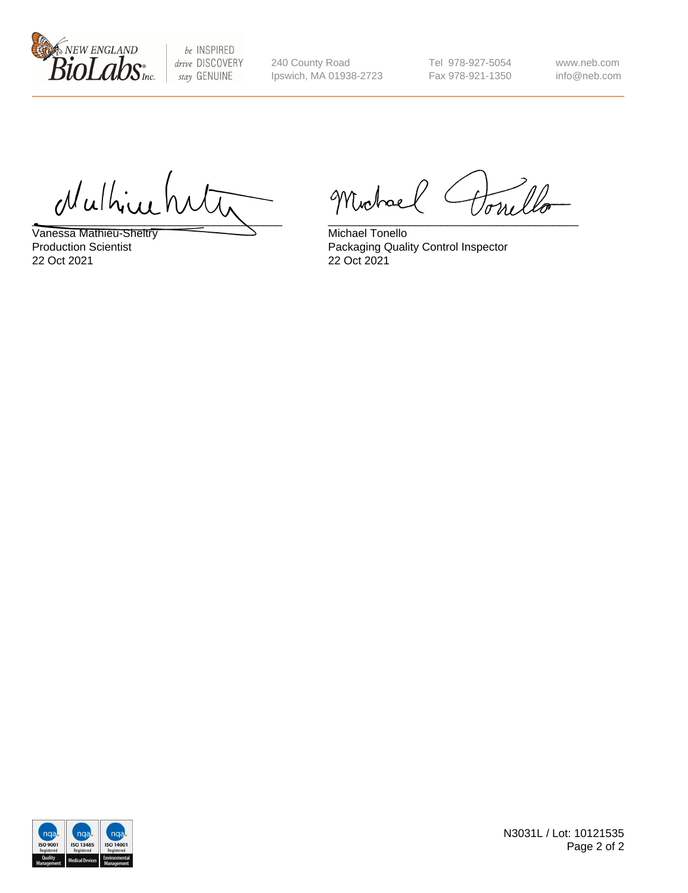be INSPIRED
drive DISCOVERY
stay GENUINE

240 County Road
Ipswich, MA 01938-2723

Tel 978-927-5054
Fax 978-921-1350

www.neb.com
info@neb.com

Vanessa Mathieu-Sheltry
Production Scientist
22 Oct 2021

Michael Tonello
Packaging Quality Control Inspector
22 Oct 2021

N3031L / Lot: 10121535